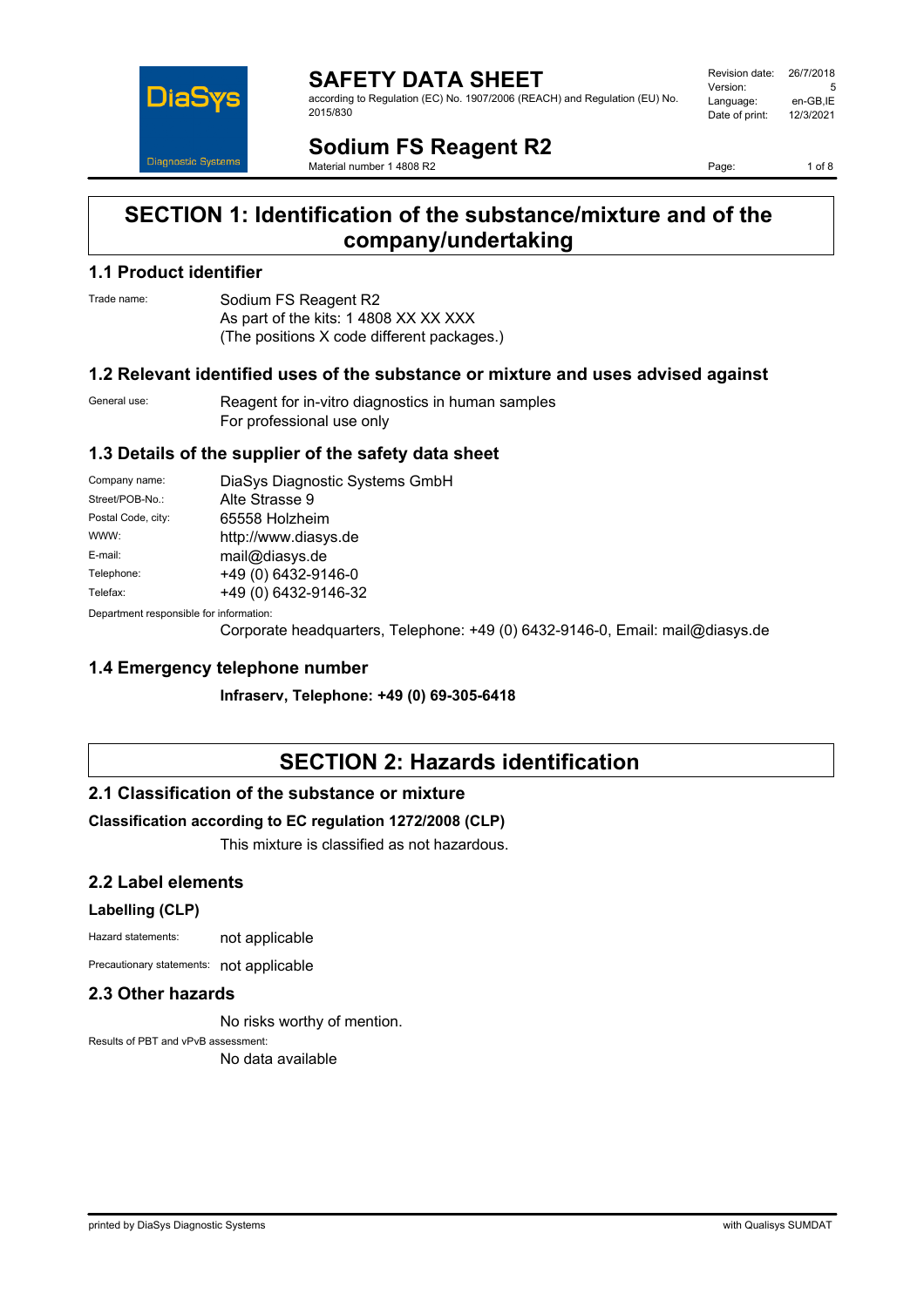# SAFETY DATA SHEET

according to Regulation (EC) No. 1907/2006 (REACH) and Regulation (EU) No. 2015/830

| | |
|---|---|
| Revision date: | 26/7/2018 |
| Version: | 5 |
| Language: | en-GB,IE |
| Date of print: | 12/3/2021 |

## Sodium FS Reagent R2

Material number 1 4808 R2

# SECTION 1: Identification of the substance/mixture and of the company/undertaking

## 1.1 Product identifier

Trade name: Sodium FS Reagent R2
As part of the kits: 1 4808 XX XX XXX
(The positions X code different packages.)

## 1.2 Relevant identified uses of the substance or mixture and uses advised against

General use: Reagent for in-vitro diagnostics in human samples
For professional use only

## 1.3 Details of the supplier of the safety data sheet

| | |
|---|---|
| Company name: | DiaSys Diagnostic Systems GmbH |
| Street/POB-No.: | Alte Strasse 9 |
| Postal Code, city: | 65558 Holzheim |
| WWW: | http://www.diasys.de |
| E-mail: | mail@diasys.de |
| Telephone: | +49 (0) 6432-9146-0 |
| Telefax: | +49 (0) 6432-9146-32 |

Department responsible for information:
Corporate headquarters, Telephone: +49 (0) 6432-9146-0, Email: mail@diasys.de

## 1.4 Emergency telephone number

**Infraserv, Telephone: +49 (0) 69-305-6418**

# SECTION 2: Hazards identification

## 2.1 Classification of the substance or mixture

**Classification according to EC regulation 1272/2008 (CLP)**

This mixture is classified as not hazardous.

## 2.2 Label elements

### Labelling (CLP)

Hazard statements: not applicable

Precautionary statements: not applicable

## 2.3 Other hazards

No risks worthy of mention.

Results of PBT and vPvB assessment:
No data available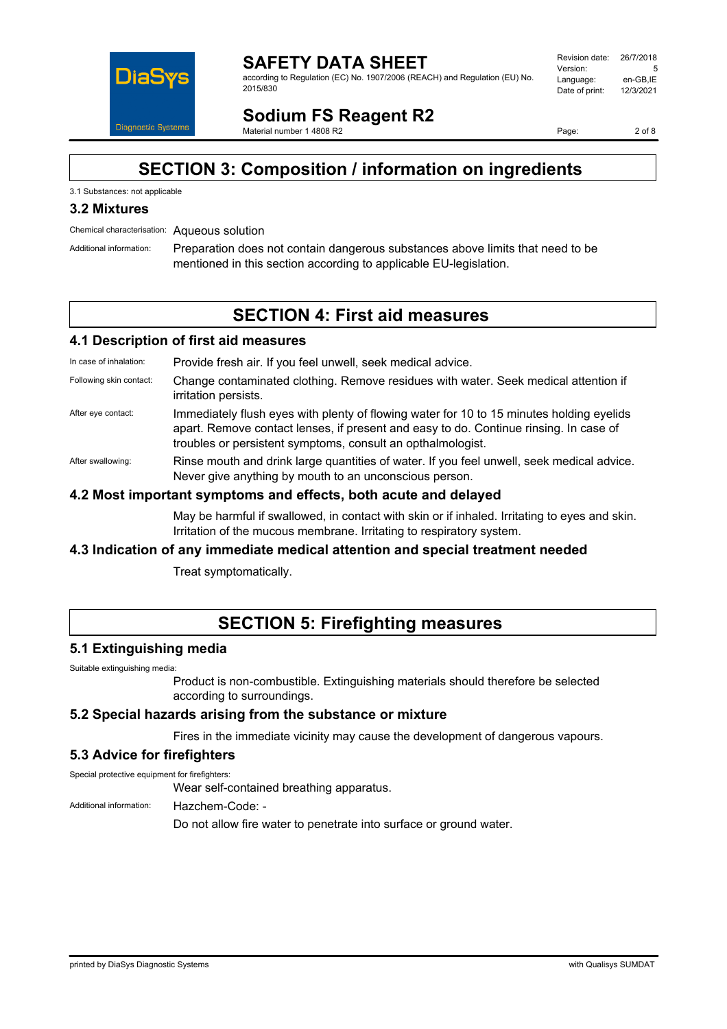## SECTION 3: Composition / information on ingredients

3.1 Substances: not applicable

### 3.2 Mixtures

Chemical characterisation: Aqueous solution

Additional information: Preparation does not contain dangerous substances above limits that need to be mentioned in this section according to applicable EU-legislation.

## SECTION 4: First aid measures

### 4.1 Description of first aid measures

In case of inhalation: Provide fresh air. If you feel unwell, seek medical advice.

Following skin contact: Change contaminated clothing. Remove residues with water. Seek medical attention if irritation persists.

After eye contact: Immediately flush eyes with plenty of flowing water for 10 to 15 minutes holding eyelids apart. Remove contact lenses, if present and easy to do. Continue rinsing. In case of troubles or persistent symptoms, consult an opthalmologist.

After swallowing: Rinse mouth and drink large quantities of water. If you feel unwell, seek medical advice. Never give anything by mouth to an unconscious person.

### 4.2 Most important symptoms and effects, both acute and delayed

May be harmful if swallowed, in contact with skin or if inhaled. Irritating to eyes and skin. Irritation of the mucous membrane. Irritating to respiratory system.

### 4.3 Indication of any immediate medical attention and special treatment needed

Treat symptomatically.

## SECTION 5: Firefighting measures

### 5.1 Extinguishing media

Suitable extinguishing media:

Product is non-combustible. Extinguishing materials should therefore be selected according to surroundings.

### 5.2 Special hazards arising from the substance or mixture

Fires in the immediate vicinity may cause the development of dangerous vapours.

### 5.3 Advice for firefighters

Special protective equipment for firefighters:

Wear self-contained breathing apparatus.

Additional information: Hazchem-Code: -

Do not allow fire water to penetrate into surface or ground water.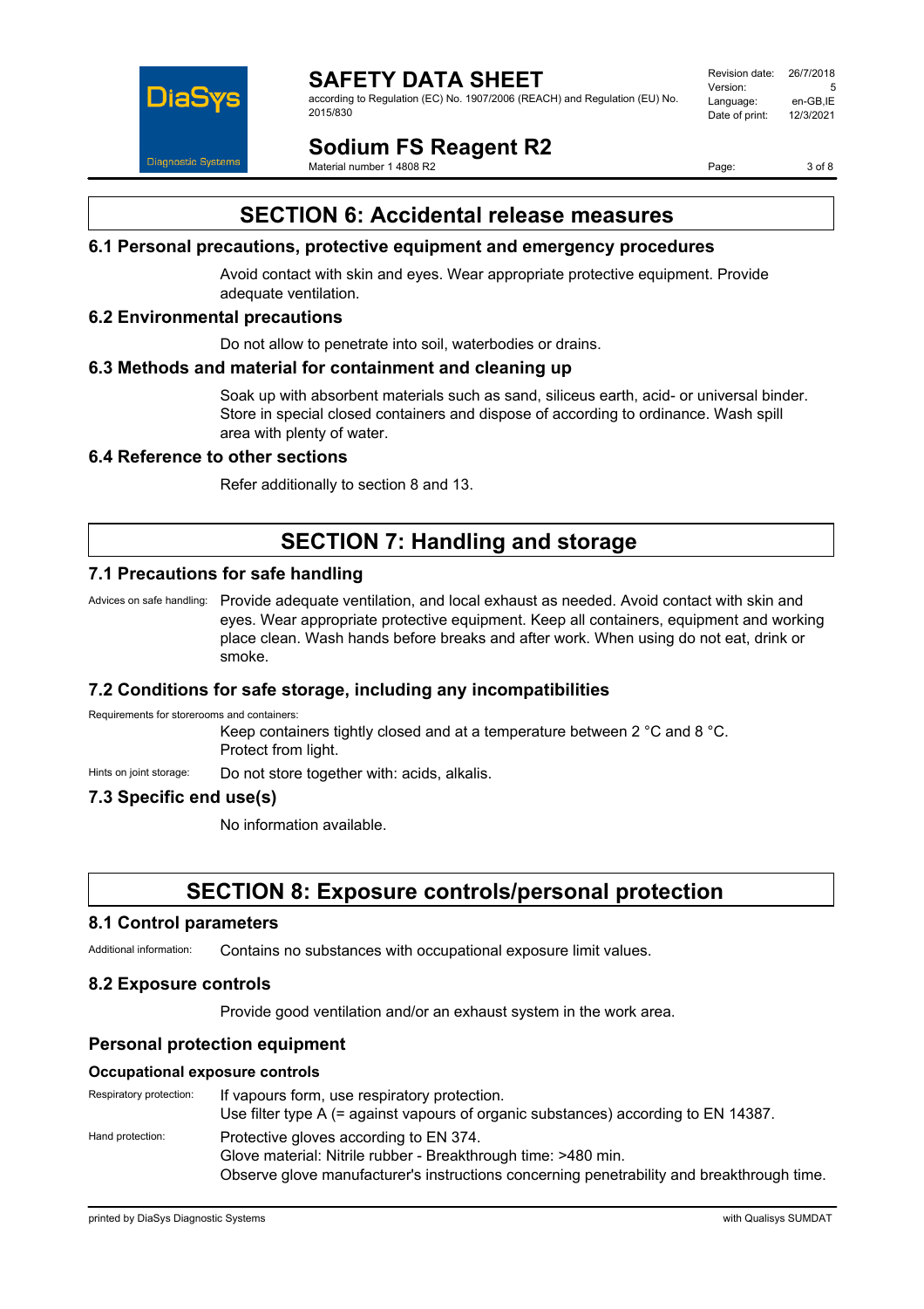# SECTION 6: Accidental release measures

## 6.1 Personal precautions, protective equipment and emergency procedures

Avoid contact with skin and eyes. Wear appropriate protective equipment. Provide adequate ventilation.

## 6.2 Environmental precautions

Do not allow to penetrate into soil, waterbodies or drains.

## 6.3 Methods and material for containment and cleaning up

Soak up with absorbent materials such as sand, siliceus earth, acid- or universal binder. Store in special closed containers and dispose of according to ordinance. Wash spill area with plenty of water.

## 6.4 Reference to other sections

Refer additionally to section 8 and 13.

# SECTION 7: Handling and storage

## 7.1 Precautions for safe handling

Advices on safe handling: Provide adequate ventilation, and local exhaust as needed. Avoid contact with skin and eyes. Wear appropriate protective equipment. Keep all containers, equipment and working place clean. Wash hands before breaks and after work. When using do not eat, drink or smoke.

## 7.2 Conditions for safe storage, including any incompatibilities

Requirements for storerooms and containers:

Keep containers tightly closed and at a temperature between 2 °C and 8 °C.
Protect from light.

Hints on joint storage: Do not store together with: acids, alkalis.

## 7.3 Specific end use(s)

No information available.

# SECTION 8: Exposure controls/personal protection

## 8.1 Control parameters

Additional information: Contains no substances with occupational exposure limit values.

## 8.2 Exposure controls

Provide good ventilation and/or an exhaust system in the work area.

## Personal protection equipment

### Occupational exposure controls

Respiratory protection: If vapours form, use respiratory protection.
Use filter type A (= against vapours of organic substances) according to EN 14387.

Hand protection: Protective gloves according to EN 374.
Glove material: Nitrile rubber - Breakthrough time: >480 min.
Observe glove manufacturer's instructions concerning penetrability and breakthrough time.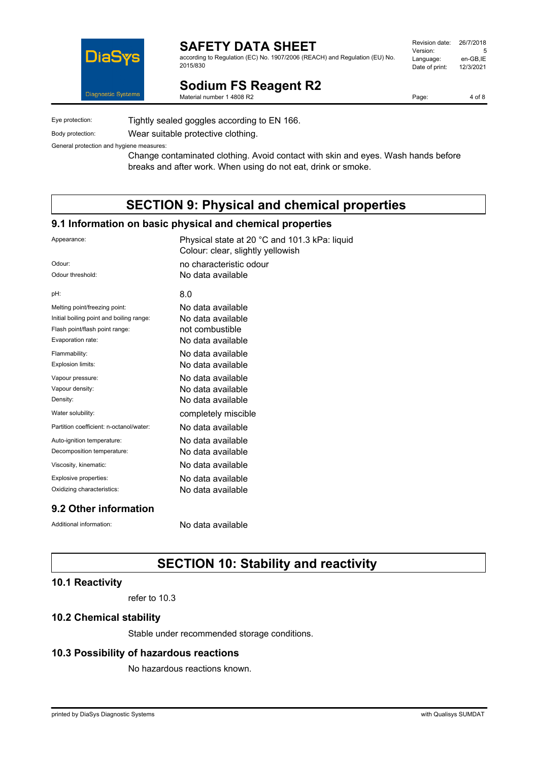Eye protection: Tightly sealed goggles according to EN 166.

Body protection: Wear suitable protective clothing.

General protection and hygiene measures:

Change contaminated clothing. Avoid contact with skin and eyes. Wash hands before breaks and after work. When using do not eat, drink or smoke.

# SECTION 9: Physical and chemical properties

## 9.1 Information on basic physical and chemical properties

| | |
|---|---|
| Appearance: | Physical state at 20 °C and 101.3 kPa: liquid<br>Colour: clear, slightly yellowish |
| Odour: | no characteristic odour |
| Odour threshold: | No data available |
| pH: | 8.0 |
| Melting point/freezing point: | No data available |
| Initial boiling point and boiling range: | No data available |
| Flash point/flash point range: | not combustible |
| Evaporation rate: | No data available |
| Flammability: | No data available |
| Explosion limits: | No data available |
| Vapour pressure: | No data available |
| Vapour density: | No data available |
| Density: | No data available |
| Water solubility: | completely miscible |
| Partition coefficient: n-octanol/water: | No data available |
| Auto-ignition temperature: | No data available |
| Decomposition temperature: | No data available |
| Viscosity, kinematic: | No data available |
| Explosive properties: | No data available |
| Oxidizing characteristics: | No data available |

## 9.2 Other information

Additional information: No data available

# SECTION 10: Stability and reactivity

## 10.1 Reactivity

refer to 10.3

## 10.2 Chemical stability

Stable under recommended storage conditions.

## 10.3 Possibility of hazardous reactions

No hazardous reactions known.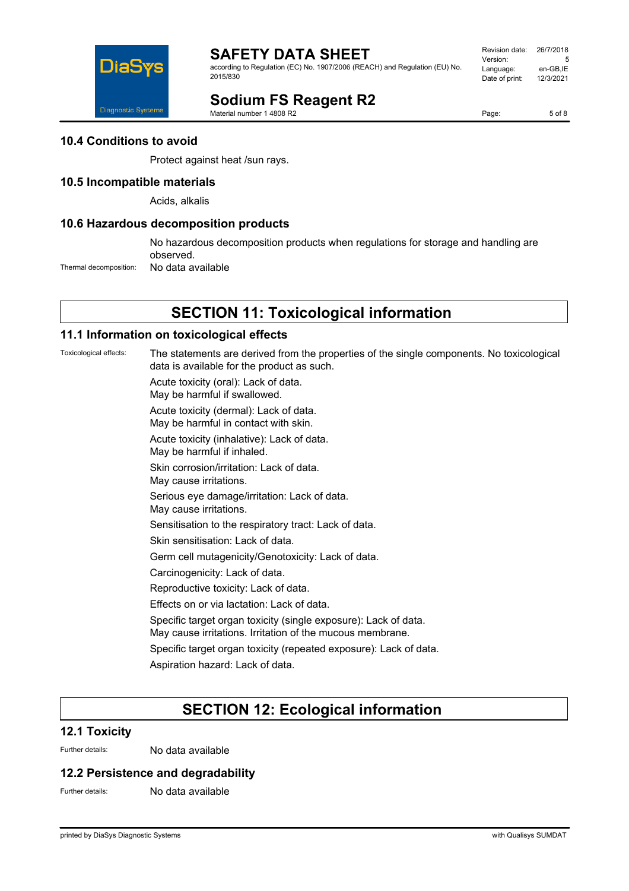### 10.4 Conditions to avoid

Protect against heat /sun rays.

### 10.5 Incompatible materials

Acids, alkalis

### 10.6 Hazardous decomposition products

No hazardous decomposition products when regulations for storage and handling are observed.

Thermal decomposition: No data available

## SECTION 11: Toxicological information

### 11.1 Information on toxicological effects

Toxicological effects: The statements are derived from the properties of the single components. No toxicological data is available for the product as such.

Acute toxicity (oral): Lack of data.
May be harmful if swallowed.

Acute toxicity (dermal): Lack of data.
May be harmful in contact with skin.

Acute toxicity (inhalative): Lack of data.
May be harmful if inhaled.

Skin corrosion/irritation: Lack of data.
May cause irritations.

Serious eye damage/irritation: Lack of data.
May cause irritations.

Sensitisation to the respiratory tract: Lack of data.

Skin sensitisation: Lack of data.

Germ cell mutagenicity/Genotoxicity: Lack of data.

Carcinogenicity: Lack of data.

Reproductive toxicity: Lack of data.

Effects on or via lactation: Lack of data.

Specific target organ toxicity (single exposure): Lack of data.
May cause irritations. Irritation of the mucous membrane.

Specific target organ toxicity (repeated exposure): Lack of data.

Aspiration hazard: Lack of data.

## SECTION 12: Ecological information

### 12.1 Toxicity

Further details: No data available

### 12.2 Persistence and degradability

Further details: No data available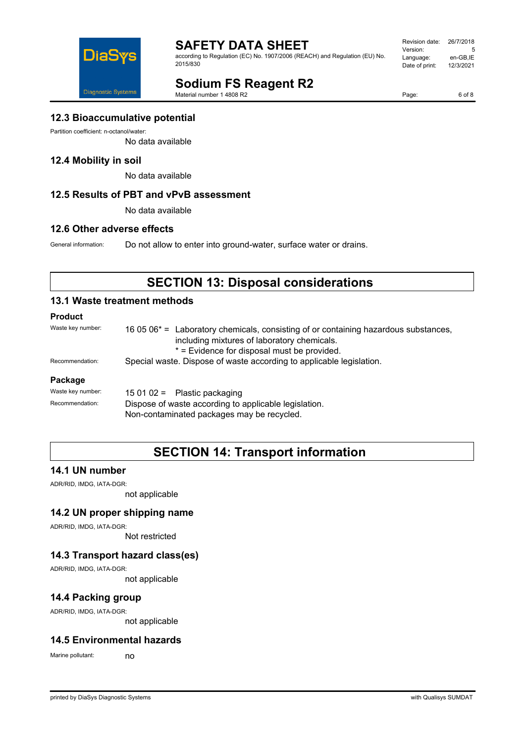### 12.3 Bioaccumulative potential

Partition coefficient: n-octanol/water:

No data available

### 12.4 Mobility in soil

No data available

### 12.5 Results of PBT and vPvB assessment

No data available

### 12.6 Other adverse effects

General information: Do not allow to enter into ground-water, surface water or drains.

## SECTION 13: Disposal considerations

### 13.1 Waste treatment methods

**Product**

Waste key number: 16 05 06* = Laboratory chemicals, consisting of or containing hazardous substances, including mixtures of laboratory chemicals.
* = Evidence for disposal must be provided.

Recommendation: Special waste. Dispose of waste according to applicable legislation.

**Package**

Waste key number: 15 01 02 = Plastic packaging

Recommendation: Dispose of waste according to applicable legislation.
Non-contaminated packages may be recycled.

## SECTION 14: Transport information

### 14.1 UN number

ADR/RID, IMDG, IATA-DGR:

not applicable

### 14.2 UN proper shipping name

ADR/RID, IMDG, IATA-DGR:

Not restricted

### 14.3 Transport hazard class(es)

ADR/RID, IMDG, IATA-DGR:

not applicable

### 14.4 Packing group

ADR/RID, IMDG, IATA-DGR:

not applicable

### 14.5 Environmental hazards

Marine pollutant: no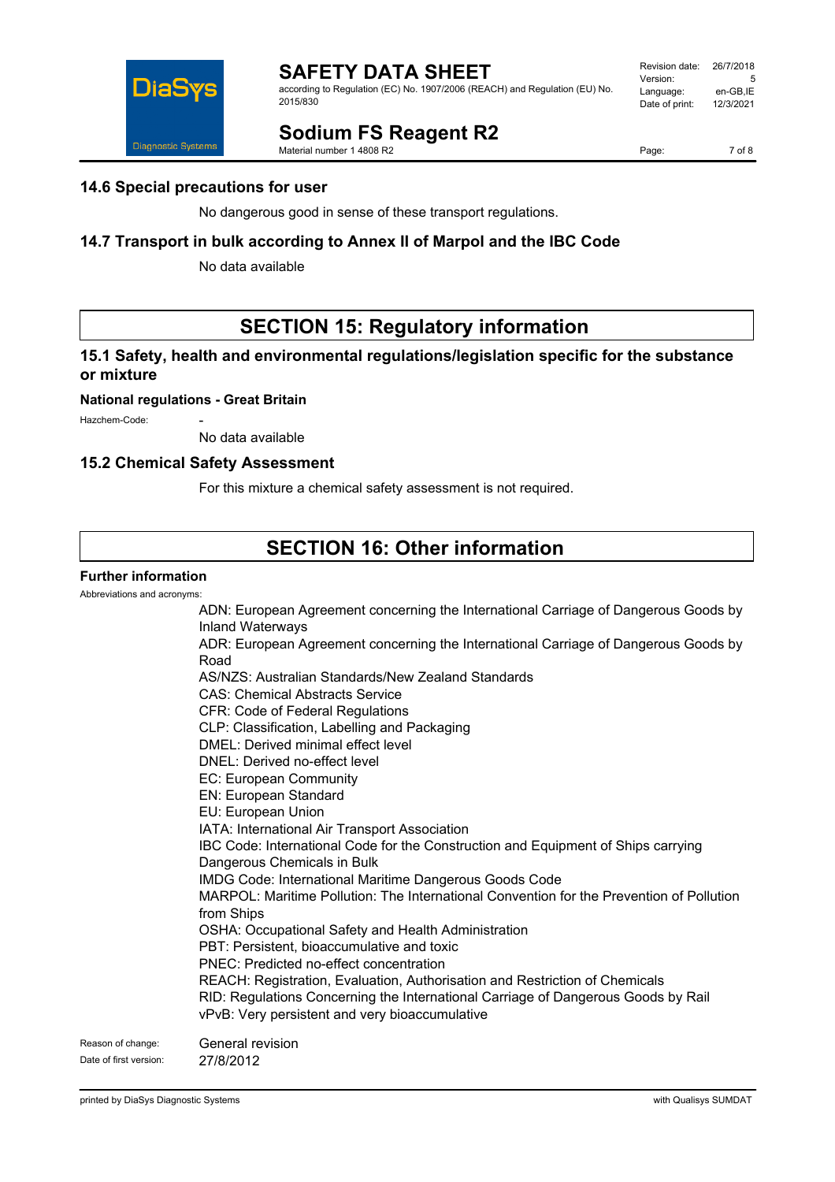### 14.6 Special precautions for user

No dangerous good in sense of these transport regulations.

### 14.7 Transport in bulk according to Annex II of Marpol and the IBC Code

No data available

## SECTION 15: Regulatory information

### 15.1 Safety, health and environmental regulations/legislation specific for the substance or mixture

**National regulations - Great Britain**

Hazchem-Code: -

No data available

### 15.2 Chemical Safety Assessment

For this mixture a chemical safety assessment is not required.

## SECTION 16: Other information

**Further information**

Abbreviations and acronyms:

ADN: European Agreement concerning the International Carriage of Dangerous Goods by Inland Waterways
ADR: European Agreement concerning the International Carriage of Dangerous Goods by Road
AS/NZS: Australian Standards/New Zealand Standards
CAS: Chemical Abstracts Service
CFR: Code of Federal Regulations
CLP: Classification, Labelling and Packaging
DMEL: Derived minimal effect level
DNEL: Derived no-effect level
EC: European Community
EN: European Standard
EU: European Union
IATA: International Air Transport Association
IBC Code: International Code for the Construction and Equipment of Ships carrying Dangerous Chemicals in Bulk
IMDG Code: International Maritime Dangerous Goods Code
MARPOL: Maritime Pollution: The International Convention for the Prevention of Pollution from Ships
OSHA: Occupational Safety and Health Administration
PBT: Persistent, bioaccumulative and toxic
PNEC: Predicted no-effect concentration
REACH: Registration, Evaluation, Authorisation and Restriction of Chemicals
RID: Regulations Concerning the International Carriage of Dangerous Goods by Rail
vPvB: Very persistent and very bioaccumulative

Reason of change: General revision

Date of first version: 27/8/2012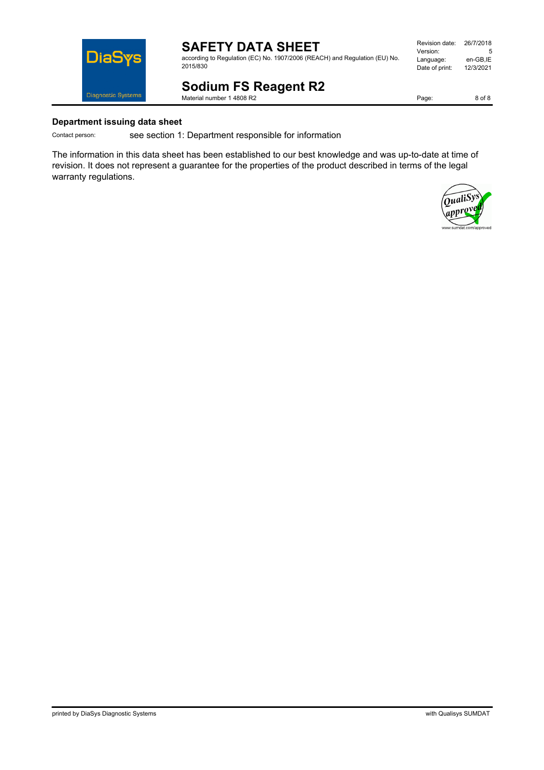### Department issuing data sheet

Contact person: see section 1: Department responsible for information

The information in this data sheet has been established to our best knowledge and was up-to-date at time of revision. It does not represent a guarantee for the properties of the product described in terms of the legal warranty regulations.